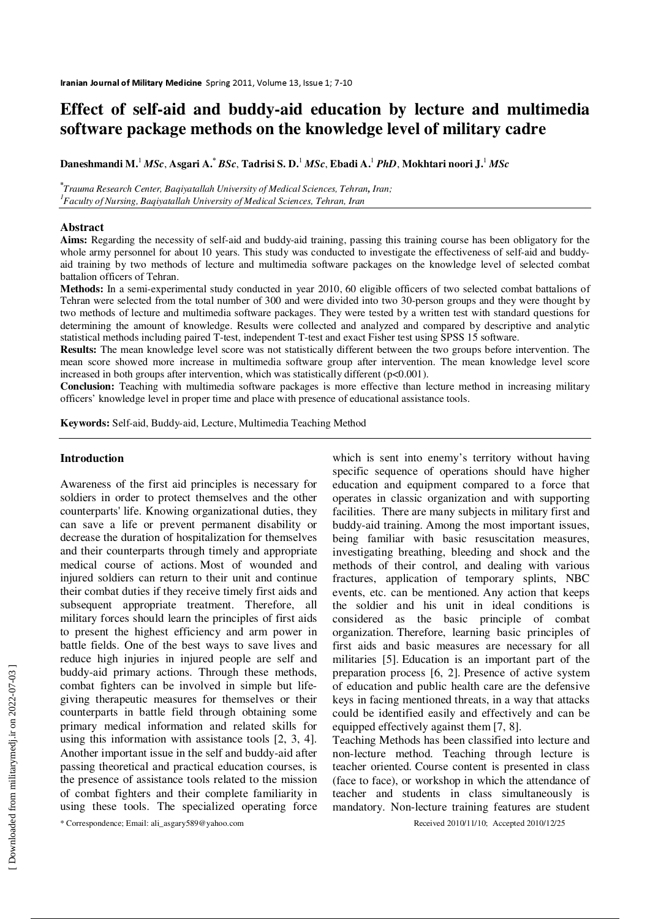# Effect of self-aid and buddy-aid education by lecture and multimedia software package methods on the knowledge level of military cadre

**Daneshmandi M.**[1] ***MSc***, **Asgari A.**[*] ***BSc***, **Tadrisi S. D.**[1] ***MSc***, **Ebadi A.**[1] ***PhD***, **Mokhtari noori J.**[1] ***MSc***

[*] *Trauma Research Center, Baqiyatallah University of Medical Sciences, Tehran, Iran;*
[1] *Faculty of Nursing, Baqiyatallah University of Medical Sciences, Tehran, Iran*

## Abstract

**Aims:** Regarding the necessity of self-aid and buddy-aid training, passing this training course has been obligatory for the whole army personnel for about 10 years. This study was conducted to investigate the effectiveness of self-aid and buddy-aid training by two methods of lecture and multimedia software packages on the knowledge level of selected combat battalion officers of Tehran.

**Methods:** In a semi-experimental study conducted in year 2010, 60 eligible officers of two selected combat battalions of Tehran were selected from the total number of 300 and were divided into two 30-person groups and they were thought by two methods of lecture and multimedia software packages. They were tested by a written test with standard questions for determining the amount of knowledge. Results were collected and analyzed and compared by descriptive and analytic statistical methods including paired T-test, independent T-test and exact Fisher test using SPSS 15 software.

**Results:** The mean knowledge level score was not statistically different between the two groups before intervention. The mean score showed more increase in multimedia software group after intervention. The mean knowledge level score increased in both groups after intervention, which was statistically different ($p<0.001$).

**Conclusion:** Teaching with multimedia software packages is more effective than lecture method in increasing military officers' knowledge level in proper time and place with presence of educational assistance tools.

**Keywords:** Self-aid, Buddy-aid, Lecture, Multimedia Teaching Method

## Introduction

Awareness of the first aid principles is necessary for soldiers in order to protect themselves and the other counterparts' life. Knowing organizational duties, they can save a life or prevent permanent disability or decrease the duration of hospitalization for themselves and their counterparts through timely and appropriate medical course of actions. Most of wounded and injured soldiers can return to their unit and continue their combat duties if they receive timely first aids and subsequent appropriate treatment. Therefore, all military forces should learn the principles of first aids to present the highest efficiency and arm power in battle fields. One of the best ways to save lives and reduce high injuries in injured people are self and buddy-aid primary actions. Through these methods, combat fighters can be involved in simple but life-giving therapeutic measures for themselves or their counterparts in battle field through obtaining some primary medical information and related skills for using this information with assistance tools [2, 3, 4]. Another important issue in the self and buddy-aid after passing theoretical and practical education courses, is the presence of assistance tools related to the mission of combat fighters and their complete familiarity in using these tools. The specialized operating force which is sent into enemy's territory without having specific sequence of operations should have higher education and equipment compared to a force that operates in classic organization and with supporting facilities. There are many subjects in military first and buddy-aid training. Among the most important issues, being familiar with basic resuscitation measures, investigating breathing, bleeding and shock and the methods of their control, and dealing with various fractures, application of temporary splints, NBC events, etc. can be mentioned. Any action that keeps the soldier and his unit in ideal conditions is considered as the basic principle of combat organization. Therefore, learning basic principles of first aids and basic measures are necessary for all militaries [5]. Education is an important part of the preparation process [6, 2]. Presence of active system of education and public health care are the defensive keys in facing mentioned threats, in a way that attacks could be identified easily and effectively and can be equipped effectively against them [7, 8].

Teaching Methods has been classified into lecture and non-lecture method. Teaching through lecture is teacher oriented. Course content is presented in class (face to face), or workshop in which the attendance of teacher and students in class simultaneously is mandatory. Non-lecture training features are student

\* Correspondence; Email: ali_asgary589@yahoo.com

Received 2010/11/10; Accepted 2010/12/25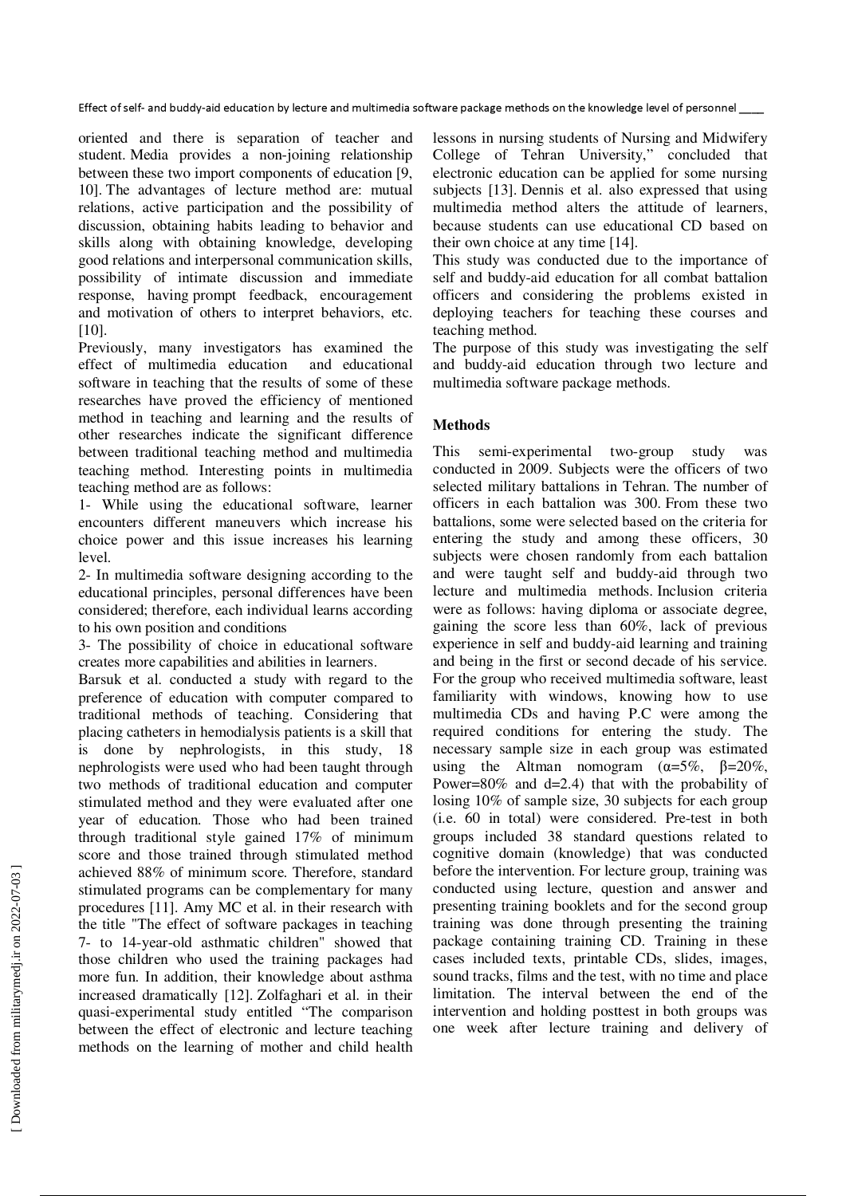oriented and there is separation of teacher and student. Media provides a non-joining relationship between these two import components of education [9, 10]. The advantages of lecture method are: mutual relations, active participation and the possibility of discussion, obtaining habits leading to behavior and skills along with obtaining knowledge, developing good relations and interpersonal communication skills, possibility of intimate discussion and immediate response, having prompt feedback, encouragement and motivation of others to interpret behaviors, etc. [10].

Previously, many investigators has examined the effect of multimedia education and educational software in teaching that the results of some of these researches have proved the efficiency of mentioned method in teaching and learning and the results of other researches indicate the significant difference between traditional teaching method and multimedia teaching method. Interesting points in multimedia teaching method are as follows:

1- While using the educational software, learner encounters different maneuvers which increase his choice power and this issue increases his learning level.

2- In multimedia software designing according to the educational principles, personal differences have been considered; therefore, each individual learns according to his own position and conditions

3- The possibility of choice in educational software creates more capabilities and abilities in learners.

Barsuk et al. conducted a study with regard to the preference of education with computer compared to traditional methods of teaching. Considering that placing catheters in hemodialysis patients is a skill that is done by nephrologists, in this study, 18 nephrologists were used who had been taught through two methods of traditional education and computer stimulated method and they were evaluated after one year of education. Those who had been trained through traditional style gained 17% of minimum score and those trained through stimulated method achieved 88% of minimum score. Therefore, standard stimulated programs can be complementary for many procedures [11]. Amy MC et al. in their research with the title "The effect of software packages in teaching 7- to 14-year-old asthmatic children" showed that those children who used the training packages had more fun. In addition, their knowledge about asthma increased dramatically [12]. Zolfaghari et al. in their quasi-experimental study entitled "The comparison between the effect of electronic and lecture teaching methods on the learning of mother and child health lessons in nursing students of Nursing and Midwifery College of Tehran University," concluded that electronic education can be applied for some nursing subjects [13]. Dennis et al. also expressed that using multimedia method alters the attitude of learners, because students can use educational CD based on their own choice at any time [14].

This study was conducted due to the importance of self and buddy-aid education for all combat battalion officers and considering the problems existed in deploying teachers for teaching these courses and teaching method.

The purpose of this study was investigating the self and buddy-aid education through two lecture and multimedia software package methods.

## Methods

This semi-experimental two-group study was conducted in 2009. Subjects were the officers of two selected military battalions in Tehran. The number of officers in each battalion was 300. From these two battalions, some were selected based on the criteria for entering the study and among these officers, 30 subjects were chosen randomly from each battalion and were taught self and buddy-aid through two lecture and multimedia methods. Inclusion criteria were as follows: having diploma or associate degree, gaining the score less than 60%, lack of previous experience in self and buddy-aid learning and training and being in the first or second decade of his service. For the group who received multimedia software, least familiarity with windows, knowing how to use multimedia CDs and having P.C were among the required conditions for entering the study. The necessary sample size in each group was estimated using the Altman nomogram ($\alpha$=5%, $\beta$=20%, Power=80% and d=2.4) that with the probability of losing 10% of sample size, 30 subjects for each group (i.e. 60 in total) were considered. Pre-test in both groups included 38 standard questions related to cognitive domain (knowledge) that was conducted before the intervention. For lecture group, training was conducted using lecture, question and answer and presenting training booklets and for the second group training was done through presenting the training package containing training CD. Training in these cases included texts, printable CDs, slides, images, sound tracks, films and the test, with no time and place limitation. The interval between the end of the intervention and holding posttest in both groups was one week after lecture training and delivery of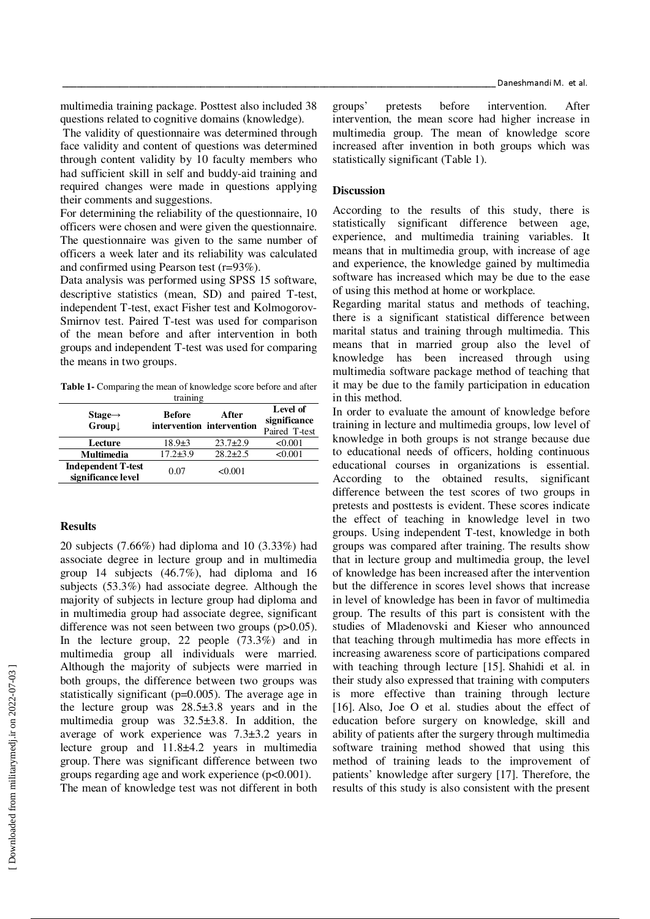multimedia training package. Posttest also included 38 questions related to cognitive domains (knowledge).

The validity of questionnaire was determined through face validity and content of questions was determined through content validity by 10 faculty members who had sufficient skill in self and buddy-aid training and required changes were made in questions applying their comments and suggestions.

For determining the reliability of the questionnaire, 10 officers were chosen and were given the questionnaire. The questionnaire was given to the same number of officers a week later and its reliability was calculated and confirmed using Pearson test (r=93%).

Data analysis was performed using SPSS 15 software, descriptive statistics (mean, SD) and paired T-test, independent T-test, exact Fisher test and Kolmogorov-Smirnov test. Paired T-test was used for comparison of the mean before and after intervention in both groups and independent T-test was used for comparing the means in two groups.

**Table 1-** Comparing the mean of knowledge score before and after training

| Stage→ Group↓ | Before intervention | After intervention | Level of significance Paired T-test |
|---|---|---|---|
| **Lecture** | 18.9±3 | 23.7±2.9 | <0.001 |
| **Multimedia** | 17.2±3.9 | 28.2±2.5 | <0.001 |
| **Independent T-test significance level** | 0.07 | <0.001 | |

## Results

20 subjects (7.66%) had diploma and 10 (3.33%) had associate degree in lecture group and in multimedia group 14 subjects (46.7%), had diploma and 16 subjects (53.3%) had associate degree. Although the majority of subjects in lecture group had diploma and in multimedia group had associate degree, significant difference was not seen between two groups (p>0.05). In the lecture group, 22 people (73.3%) and in multimedia group all individuals were married. Although the majority of subjects were married in both groups, the difference between two groups was statistically significant (p=0.005). The average age in the lecture group was 28.5±3.8 years and in the multimedia group was 32.5±3.8. In addition, the average of work experience was 7.3±3.2 years in lecture group and 11.8±4.2 years in multimedia group. There was significant difference between two groups regarding age and work experience (p<0.001).

The mean of knowledge test was not different in both groups' pretests before intervention. After intervention, the mean score had higher increase in multimedia group. The mean of knowledge score increased after invention in both groups which was statistically significant (Table 1).

## Discussion

According to the results of this study, there is statistically significant difference between age, experience, and multimedia training variables. It means that in multimedia group, with increase of age and experience, the knowledge gained by multimedia software has increased which may be due to the ease of using this method at home or workplace.

Regarding marital status and methods of teaching, there is a significant statistical difference between marital status and training through multimedia. This means that in married group also the level of knowledge has been increased through using multimedia software package method of teaching that it may be due to the family participation in education in this method.

In order to evaluate the amount of knowledge before training in lecture and multimedia groups, low level of knowledge in both groups is not strange because due to educational needs of officers, holding continuous educational courses in organizations is essential. According to the obtained results, significant difference between the test scores of two groups in pretests and posttests is evident. These scores indicate the effect of teaching in knowledge level in two groups. Using independent T-test, knowledge in both groups was compared after training. The results show that in lecture group and multimedia group, the level of knowledge has been increased after the intervention but the difference in scores level shows that increase in level of knowledge has been in favor of multimedia group. The results of this part is consistent with the studies of Mladenovski and Kieser who announced that teaching through multimedia has more effects in increasing awareness score of participations compared with teaching through lecture [15]. Shahidi et al. in their study also expressed that training with computers is more effective than training through lecture [16]. Also, Joe O et al. studies about the effect of education before surgery on knowledge, skill and ability of patients after the surgery through multimedia software training method showed that using this method of training leads to the improvement of patients' knowledge after surgery [17]. Therefore, the results of this study is also consistent with the present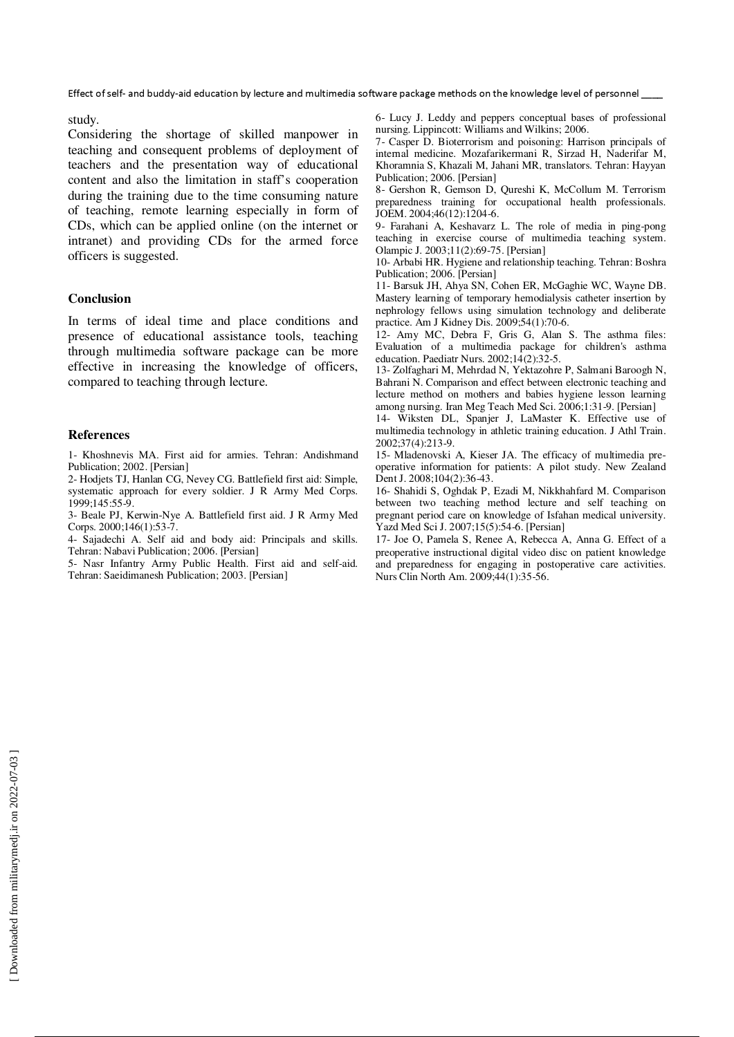study.

Considering the shortage of skilled manpower in teaching and consequent problems of deployment of teachers and the presentation way of educational content and also the limitation in staff's cooperation during the training due to the time consuming nature of teaching, remote learning especially in form of CDs, which can be applied online (on the internet or intranet) and providing CDs for the armed force officers is suggested.

## Conclusion

In terms of ideal time and place conditions and presence of educational assistance tools, teaching through multimedia software package can be more effective in increasing the knowledge of officers, compared to teaching through lecture.

## References

1- Khoshnevis MA. First aid for armies. Tehran: Andishmand Publication; 2002. [Persian]

2- Hodjets TJ, Hanlan CG, Nevey CG. Battlefield first aid: Simple, systematic approach for every soldier. J R Army Med Corps. 1999;145:55-9.

3- Beale PJ, Kerwin-Nye A. Battlefield first aid. J R Army Med Corps. 2000;146(1):53-7.

4- Sajadechi A. Self aid and body aid: Principals and skills. Tehran: Nabavi Publication; 2006. [Persian]

5- Nasr Infantry Army Public Health. First aid and self-aid. Tehran: Saeidimanesh Publication; 2003. [Persian]

6- Lucy J. Leddy and peppers conceptual bases of professional nursing. Lippincott: Williams and Wilkins; 2006.

7- Casper D. Bioterrorism and poisoning: Harrison principals of internal medicine. Mozafarikermani R, Sirzad H, Naderifar M, Khoramnia S, Khazali M, Jahani MR, translators. Tehran: Hayyan Publication; 2006. [Persian]

8- Gershon R, Gemson D, Qureshi K, McCollum M. Terrorism preparedness training for occupational health professionals. JOEM. 2004;46(12):1204-6.

9- Farahani A, Keshavarz L. The role of media in ping-pong teaching in exercise course of multimedia teaching system. Olampic J. 2003;11(2):69-75. [Persian]

10- Arbabi HR. Hygiene and relationship teaching. Tehran: Boshra Publication; 2006. [Persian]

11- Barsuk JH, Ahya SN, Cohen ER, McGaghie WC, Wayne DB. Mastery learning of temporary hemodialysis catheter insertion by nephrology fellows using simulation technology and deliberate practice. Am J Kidney Dis. 2009;54(1):70-6.

12- Amy MC, Debra F, Gris G, Alan S. The asthma files: Evaluation of a multimedia package for children's asthma education. Paediatr Nurs. 2002;14(2):32-5.

13- Zolfaghari M, Mehrdad N, Yektazohre P, Salmani Baroogh N, Bahrani N. Comparison and effect between electronic teaching and lecture method on mothers and babies hygiene lesson learning among nursing. Iran Meg Teach Med Sci. 2006;1:31-9. [Persian]

14- Wiksten DL, Spanjer J, LaMaster K. Effective use of multimedia technology in athletic training education. J Athl Train. 2002;37(4):213-9.

15- Mladenovski A, Kieser JA. The efficacy of multimedia pre-operative information for patients: A pilot study. New Zealand Dent J. 2008;104(2):36-43.

16- Shahidi S, Oghdak P, Ezadi M, Nikkhahfard M. Comparison between two teaching method lecture and self teaching on pregnant period care on knowledge of Isfahan medical university. Yazd Med Sci J. 2007;15(5):54-6. [Persian]

17- Joe O, Pamela S, Renee A, Rebecca A, Anna G. Effect of a preoperative instructional digital video disc on patient knowledge and preparedness for engaging in postoperative care activities. Nurs Clin North Am. 2009;44(1):35-56.